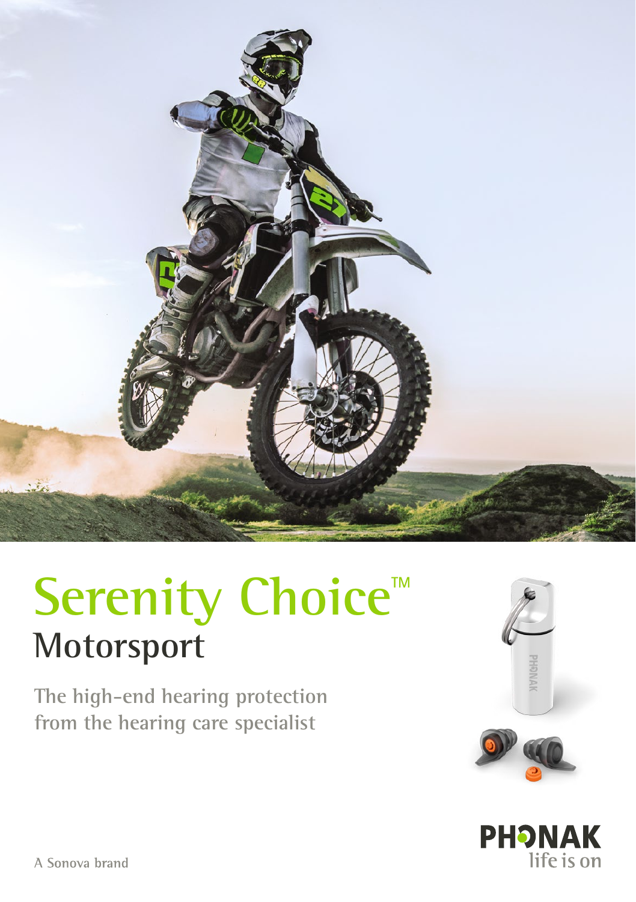# Serenity Choice™

## Motorsport

The high-end hearing protection from the hearing care specialist

A Sonova brand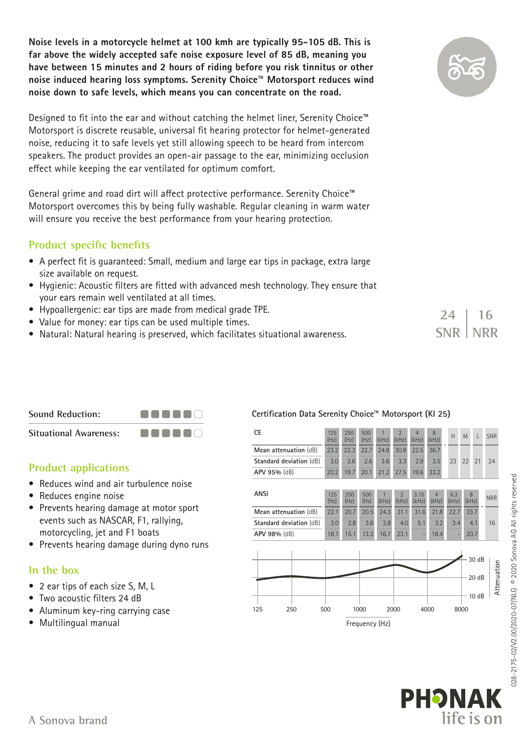**Noise levels in a motorcycle helmet at 100 kmh are typically 95-105 dB. This is far above the widely accepted safe noise exposure level of 85 dB, meaning you have between 15 minutes and 2 hours of riding before you risk tinnitus or other noise induced hearing loss symptoms. Serenity Choice™ Motorsport reduces wind noise down to safe levels, which means you can concentrate on the road.**

Designed to fit into the ear and without catching the helmet liner, Serenity Choice™ Motorsport is discrete reusable, universal fit hearing protector for helmet-generated noise, reducing it to safe levels yet still allowing speech to be heard from intercom speakers. The product provides an open-air passage to the ear, minimizing occlusion effect while keeping the ear ventilated for optimum comfort.

General grime and road dirt will affect protective performance. Serenity Choice™ Motorsport overcomes this by being fully washable. Regular cleaning in warm water will ensure you receive the best performance from your hearing protection.

## Product specific benefits

- A perfect fit is guaranteed: Small, medium and large ear tips in package, extra large size available on request.
- Hygienic: Acoustic filters are fitted with advanced mesh technology. They ensure that your ears remain well ventilated at all times.
- Hypoallergenic: ear tips are made from medical grade TPE.
- Value for money: ear tips can be used multiple times.
- Natural: Natural hearing is preserved, which facilitates situational awareness.

24 SNR | 16 NRR

| | |
|---|---|
| Sound Reduction: | ■■■■■□ |
| Situational Awareness: | ■■■■■□ |

## Product applications

- Reduces wind and air turbulence noise
- Reduces engine noise
- Prevents hearing damage at motor sport events such as NASCAR, F1, rallying, motorcycling, jet and F1 boats
- Prevents hearing damage during dyno runs

## In the box

- 2 ear tips of each size S, M, L
- Two acoustic filters 24 dB
- Aluminum key-ring carrying case
- Multilingual manual

Certification Data Serenity Choice™ Motorsport (KI 25)

| CE | 125 (Hz) | 250 (Hz) | 500 (Hz) | 1 (kHz) | 2 (kHz) | 4 (kHz) | 8 (kHz) | H | M | L | SNR |
|---|---|---|---|---|---|---|---|---|---|---|---|
| Mean attenuation (dB) | 23.2 | 22.3 | 22.7 | 24.8 | 30.8 | 22.5 | 36.7 | | | | |
| Standard deviation (dB) | 3.0 | 2.6 | 2.6 | 3.6 | 3.3 | 2.9 | 3.5 | 23 | 22 | 21 | 24 |
| APV 95% (dB) | 20.2 | 19.7 | 20.1 | 21.2 | 27.5 | 19.6 | 33.2 | | | | |

| ANSI | 125 (Hz) | 250 (Hz) | 500 (Hz) | 1 (kHz) | 2 (kHz) | 3.15 (kHz) | 4 (kHz) | 6.3 (kHz) | 8 (kHz) | NRR |
|---|---|---|---|---|---|---|---|---|---|---|
| Mean attenuation (dB) | 22.1 | 20.7 | 20.5 | 24.3 | 31.1 | 31.6 | 21.8 | 22.7 | 33.7 | |
| Standard deviation (dB) | 3.0 | 2.8 | 3.6 | 3.8 | 4.0 | 5.1 | 3.2 | 3.4 | 4.1 | 16 |
| APV 98% (dB) | 18.1 | 15.1 | 13.3 | 16.7 | 23.1 | - | 18.4 | - | 20.7 | |

30 dB
20 dB
10 dB
Attenuation
125 250 500 1000 2000 4000 8000
Frequency (Hz)

028-2175-02/V2.00/2020-07/NLG © 2020 Sonova AG All rights reserved

PHONAK life is on

A Sonova brand